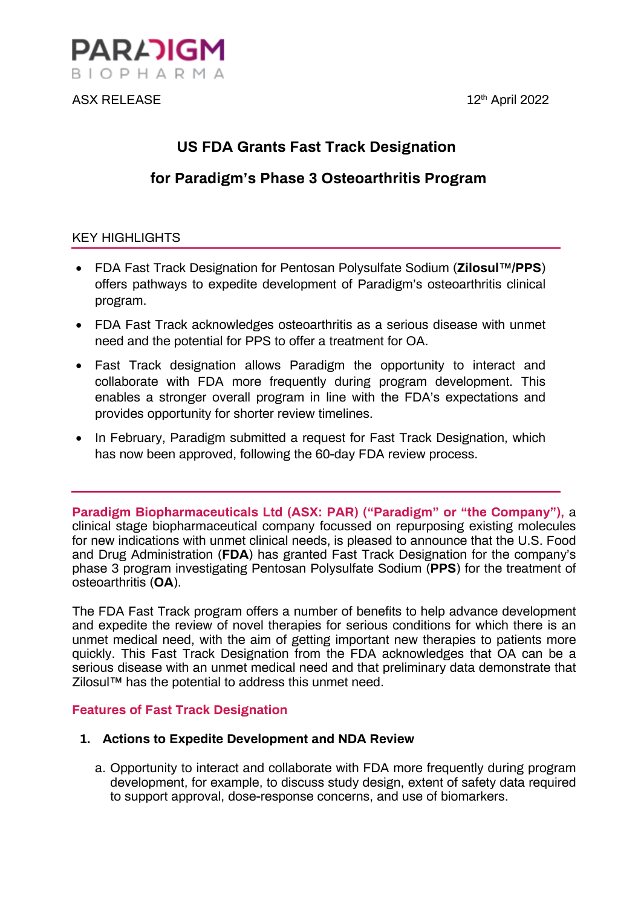PARADIGM BIOPHARMA

ASX RELEASE

12th April 2022

# US FDA Grants Fast Track Designation

# for Paradigm's Phase 3 Osteoarthritis Program

## KEY HIGHLIGHTS

- FDA Fast Track Designation for Pentosan Polysulfate Sodium (**Zilosul™/PPS**) offers pathways to expedite development of Paradigm's osteoarthritis clinical program.
- FDA Fast Track acknowledges osteoarthritis as a serious disease with unmet need and the potential for PPS to offer a treatment for OA.
- Fast Track designation allows Paradigm the opportunity to interact and collaborate with FDA more frequently during program development. This enables a stronger overall program in line with the FDA's expectations and provides opportunity for shorter review timelines.
- In February, Paradigm submitted a request for Fast Track Designation, which has now been approved, following the 60-day FDA review process.

---

**Paradigm Biopharmaceuticals Ltd (ASX: PAR) ("Paradigm" or "the Company"),** a clinical stage biopharmaceutical company focussed on repurposing existing molecules for new indications with unmet clinical needs, is pleased to announce that the U.S. Food and Drug Administration (**FDA**) has granted Fast Track Designation for the company's phase 3 program investigating Pentosan Polysulfate Sodium (**PPS**) for the treatment of osteoarthritis (**OA**).

The FDA Fast Track program offers a number of benefits to help advance development and expedite the review of novel therapies for serious conditions for which there is an unmet medical need, with the aim of getting important new therapies to patients more quickly. This Fast Track Designation from the FDA acknowledges that OA can be a serious disease with an unmet medical need and that preliminary data demonstrate that Zilosul™ has the potential to address this unmet need.

### Features of Fast Track Designation

1. **Actions to Expedite Development and NDA Review**

   a. Opportunity to interact and collaborate with FDA more frequently during program development, for example, to discuss study design, extent of safety data required to support approval, dose-response concerns, and use of biomarkers.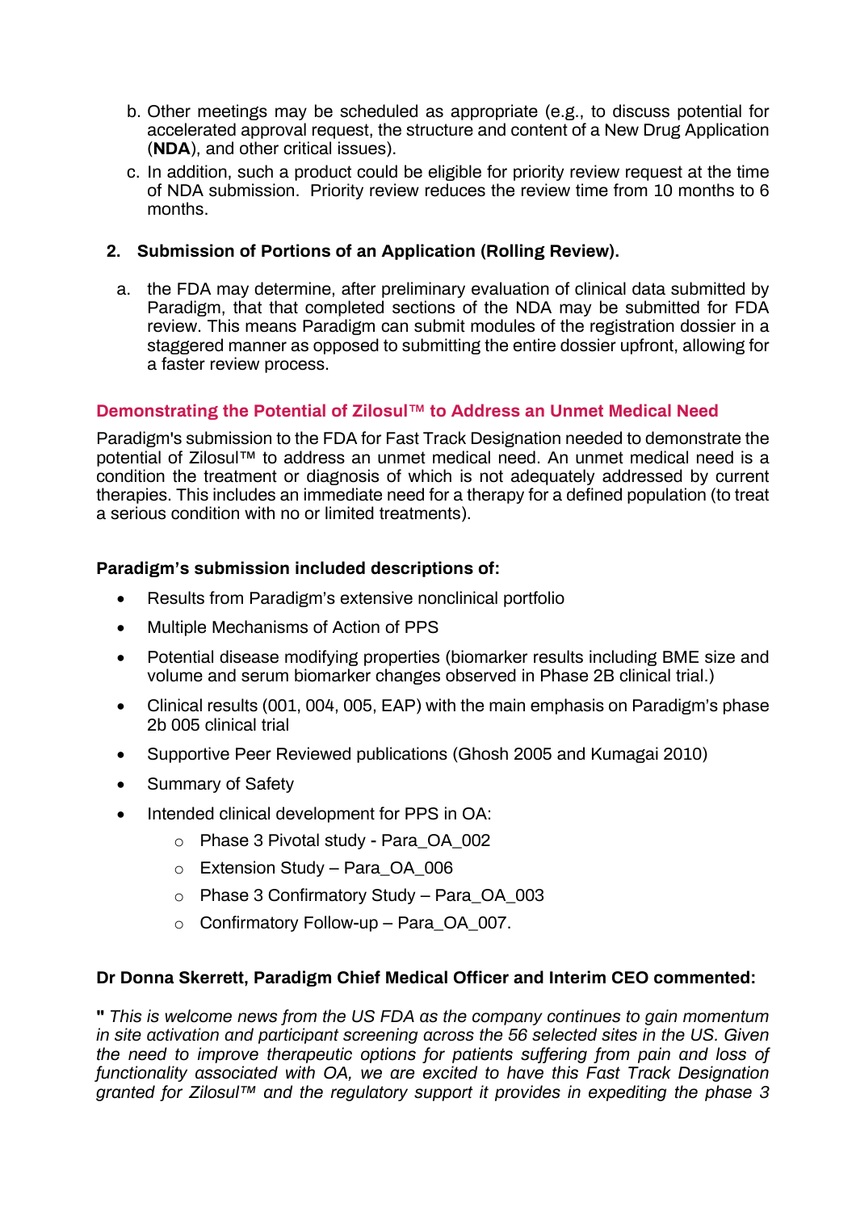b. Other meetings may be scheduled as appropriate (e.g., to discuss potential for accelerated approval request, the structure and content of a New Drug Application (**NDA**), and other critical issues).

c. In addition, such a product could be eligible for priority review request at the time of NDA submission. Priority review reduces the review time from 10 months to 6 months.

**2. Submission of Portions of an Application (Rolling Review).**

a. the FDA may determine, after preliminary evaluation of clinical data submitted by Paradigm, that that completed sections of the NDA may be submitted for FDA review. This means Paradigm can submit modules of the registration dossier in a staggered manner as opposed to submitting the entire dossier upfront, allowing for a faster review process.

## Demonstrating the Potential of Zilosul™ to Address an Unmet Medical Need

Paradigm's submission to the FDA for Fast Track Designation needed to demonstrate the potential of Zilosul™ to address an unmet medical need. An unmet medical need is a condition the treatment or diagnosis of which is not adequately addressed by current therapies. This includes an immediate need for a therapy for a defined population (to treat a serious condition with no or limited treatments).

**Paradigm's submission included descriptions of:**

- Results from Paradigm's extensive nonclinical portfolio
- Multiple Mechanisms of Action of PPS
- Potential disease modifying properties (biomarker results including BME size and volume and serum biomarker changes observed in Phase 2B clinical trial.)
- Clinical results (001, 004, 005, EAP) with the main emphasis on Paradigm's phase 2b 005 clinical trial
- Supportive Peer Reviewed publications (Ghosh 2005 and Kumagai 2010)
- Summary of Safety
- Intended clinical development for PPS in OA:
  - Phase 3 Pivotal study - Para_OA_002
  - Extension Study – Para_OA_006
  - Phase 3 Confirmatory Study – Para_OA_003
  - Confirmatory Follow-up – Para_OA_007.

**Dr Donna Skerrett, Paradigm Chief Medical Officer and Interim CEO commented:**

**"** *This is welcome news from the US FDA as the company continues to gain momentum in site activation and participant screening across the 56 selected sites in the US. Given the need to improve therapeutic options for patients suffering from pain and loss of functionality associated with OA, we are excited to have this Fast Track Designation granted for Zilosul™ and the regulatory support it provides in expediting the phase 3*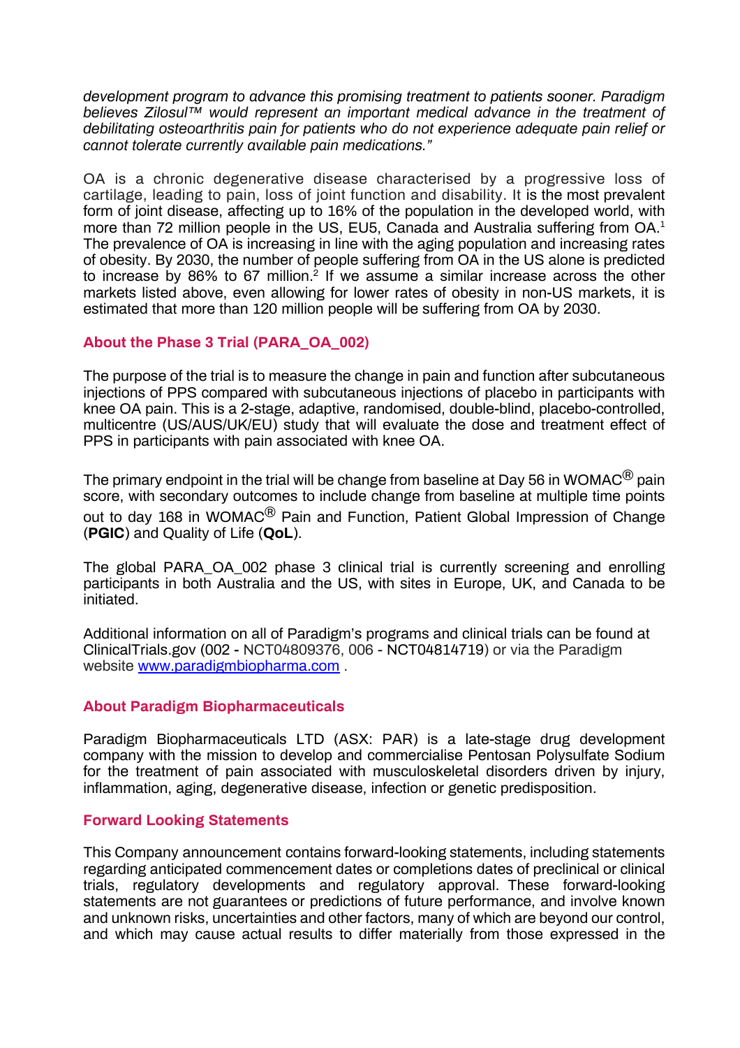*development program to advance this promising treatment to patients sooner. Paradigm believes Zilosul™ would represent an important medical advance in the treatment of debilitating osteoarthritis pain for patients who do not experience adequate pain relief or cannot tolerate currently available pain medications."*

OA is a chronic degenerative disease characterised by a progressive loss of cartilage, leading to pain, loss of joint function and disability. It is the most prevalent form of joint disease, affecting up to 16% of the population in the developed world, with more than 72 million people in the US, EU5, Canada and Australia suffering from OA.[1] The prevalence of OA is increasing in line with the aging population and increasing rates of obesity. By 2030, the number of people suffering from OA in the US alone is predicted to increase by 86% to 67 million.[2] If we assume a similar increase across the other markets listed above, even allowing for lower rates of obesity in non-US markets, it is estimated that more than 120 million people will be suffering from OA by 2030.

### About the Phase 3 Trial (PARA_OA_002)

The purpose of the trial is to measure the change in pain and function after subcutaneous injections of PPS compared with subcutaneous injections of placebo in participants with knee OA pain. This is a 2-stage, adaptive, randomised, double-blind, placebo-controlled, multicentre (US/AUS/UK/EU) study that will evaluate the dose and treatment effect of PPS in participants with pain associated with knee OA.

The primary endpoint in the trial will be change from baseline at Day 56 in WOMAC® pain score, with secondary outcomes to include change from baseline at multiple time points out to day 168 in WOMAC® Pain and Function, Patient Global Impression of Change (**PGIC**) and Quality of Life (**QoL**).

The global PARA_OA_002 phase 3 clinical trial is currently screening and enrolling participants in both Australia and the US, with sites in Europe, UK, and Canada to be initiated.

Additional information on all of Paradigm's programs and clinical trials can be found at ClinicalTrials.gov (002 - NCT04809376, 006 - NCT04814719) or via the Paradigm website [www.paradigmbiopharma.com](http://www.paradigmbiopharma.com) .

### About Paradigm Biopharmaceuticals

Paradigm Biopharmaceuticals LTD (ASX: PAR) is a late-stage drug development company with the mission to develop and commercialise Pentosan Polysulfate Sodium for the treatment of pain associated with musculoskeletal disorders driven by injury, inflammation, aging, degenerative disease, infection or genetic predisposition.

### Forward Looking Statements

This Company announcement contains forward-looking statements, including statements regarding anticipated commencement dates or completions dates of preclinical or clinical trials, regulatory developments and regulatory approval. These forward-looking statements are not guarantees or predictions of future performance, and involve known and unknown risks, uncertainties and other factors, many of which are beyond our control, and which may cause actual results to differ materially from those expressed in the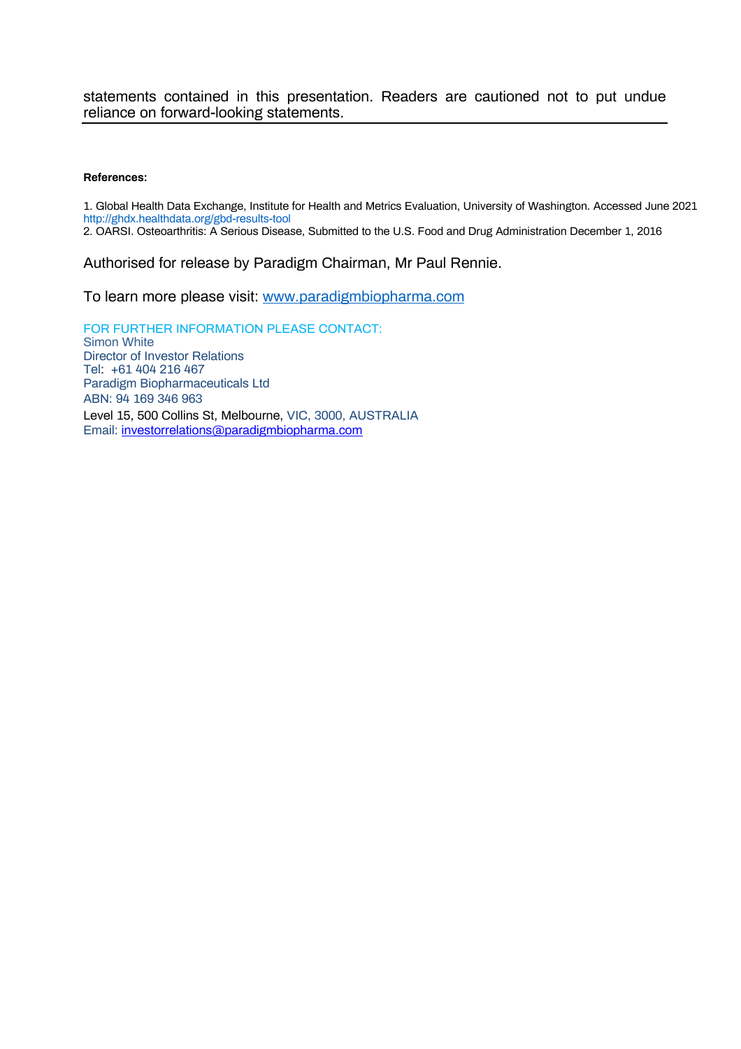statements contained in this presentation. Readers are cautioned not to put undue reliance on forward-looking statements.

**References:**

1. Global Health Data Exchange, Institute for Health and Metrics Evaluation, University of Washington. Accessed June 2021 http://ghdx.healthdata.org/gbd-results-tool
2. OARSI. Osteoarthritis: A Serious Disease, Submitted to the U.S. Food and Drug Administration December 1, 2016

Authorised for release by Paradigm Chairman, Mr Paul Rennie.

To learn more please visit: [www.paradigmbiopharma.com](http://www.paradigmbiopharma.com)

FOR FURTHER INFORMATION PLEASE CONTACT:
Simon White
Director of Investor Relations
Tel: +61 404 216 467
Paradigm Biopharmaceuticals Ltd
ABN: 94 169 346 963
Level 15, 500 Collins St, Melbourne, VIC, 3000, AUSTRALIA
Email: [investorrelations@paradigmbiopharma.com](mailto:investorrelations@paradigmbiopharma.com)